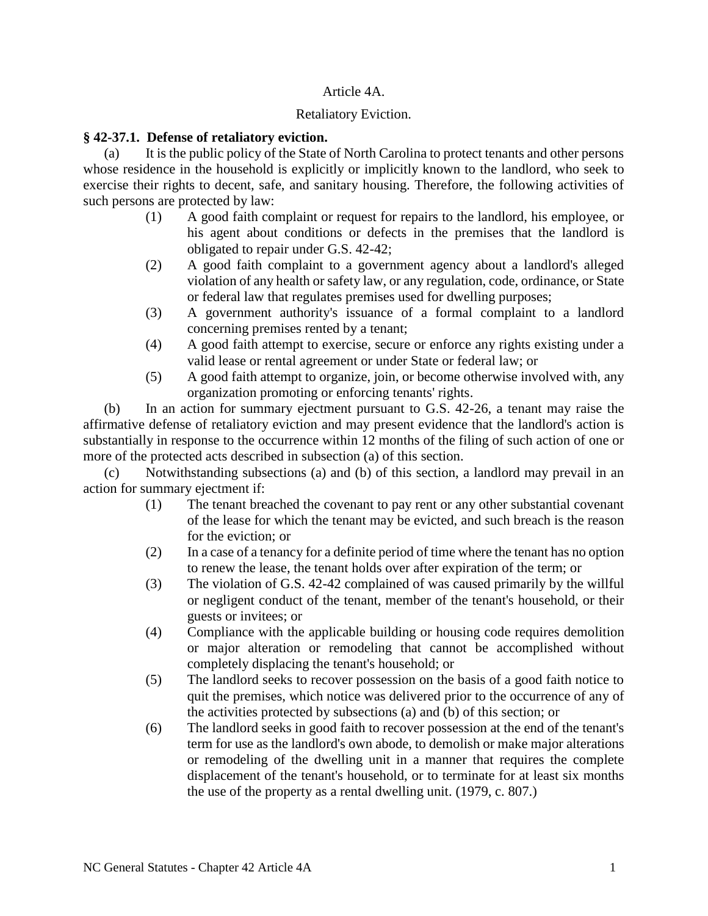# Article 4A.

## Retaliatory Eviction.

### § 42-37.1. Defense of retaliatory eviction.

(a) It is the public policy of the State of North Carolina to protect tenants and other persons whose residence in the household is explicitly or implicitly known to the landlord, who seek to exercise their rights to decent, safe, and sanitary housing. Therefore, the following activities of such persons are protected by law:

(1) A good faith complaint or request for repairs to the landlord, his employee, or his agent about conditions or defects in the premises that the landlord is obligated to repair under G.S. 42-42;

(2) A good faith complaint to a government agency about a landlord's alleged violation of any health or safety law, or any regulation, code, ordinance, or State or federal law that regulates premises used for dwelling purposes;

(3) A government authority's issuance of a formal complaint to a landlord concerning premises rented by a tenant;

(4) A good faith attempt to exercise, secure or enforce any rights existing under a valid lease or rental agreement or under State or federal law; or

(5) A good faith attempt to organize, join, or become otherwise involved with, any organization promoting or enforcing tenants' rights.

(b) In an action for summary ejectment pursuant to G.S. 42-26, a tenant may raise the affirmative defense of retaliatory eviction and may present evidence that the landlord's action is substantially in response to the occurrence within 12 months of the filing of such action of one or more of the protected acts described in subsection (a) of this section.

(c) Notwithstanding subsections (a) and (b) of this section, a landlord may prevail in an action for summary ejectment if:

(1) The tenant breached the covenant to pay rent or any other substantial covenant of the lease for which the tenant may be evicted, and such breach is the reason for the eviction; or

(2) In a case of a tenancy for a definite period of time where the tenant has no option to renew the lease, the tenant holds over after expiration of the term; or

(3) The violation of G.S. 42-42 complained of was caused primarily by the willful or negligent conduct of the tenant, member of the tenant's household, or their guests or invitees; or

(4) Compliance with the applicable building or housing code requires demolition or major alteration or remodeling that cannot be accomplished without completely displacing the tenant's household; or

(5) The landlord seeks to recover possession on the basis of a good faith notice to quit the premises, which notice was delivered prior to the occurrence of any of the activities protected by subsections (a) and (b) of this section; or

(6) The landlord seeks in good faith to recover possession at the end of the tenant's term for use as the landlord's own abode, to demolish or make major alterations or remodeling of the dwelling unit in a manner that requires the complete displacement of the tenant's household, or to terminate for at least six months the use of the property as a rental dwelling unit. (1979, c. 807.)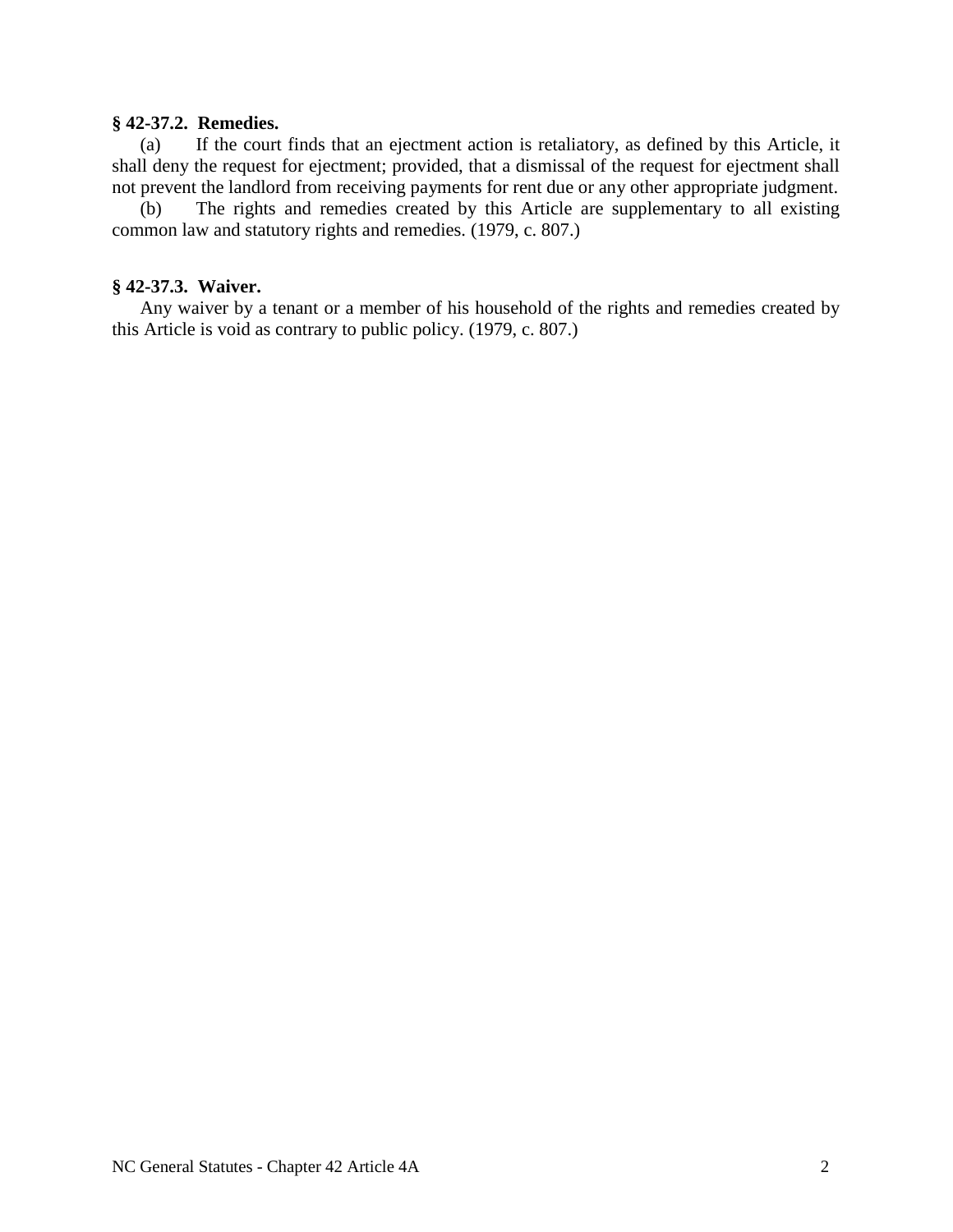**§ 42-37.2. Remedies.**

(a) If the court finds that an ejectment action is retaliatory, as defined by this Article, it shall deny the request for ejectment; provided, that a dismissal of the request for ejectment shall not prevent the landlord from receiving payments for rent due or any other appropriate judgment.

(b) The rights and remedies created by this Article are supplementary to all existing common law and statutory rights and remedies. (1979, c. 807.)

**§ 42-37.3. Waiver.**

Any waiver by a tenant or a member of his household of the rights and remedies created by this Article is void as contrary to public policy. (1979, c. 807.)